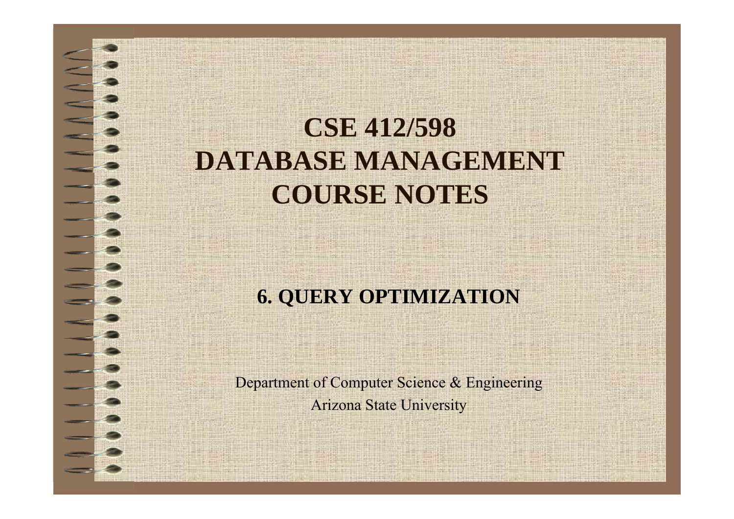# CSE 412/598 DATABASE MANAGEMENT COURSE NOTES

## 6. QUERY OPTIMIZATION

Department of Computer Science & Engineering

Arizona State University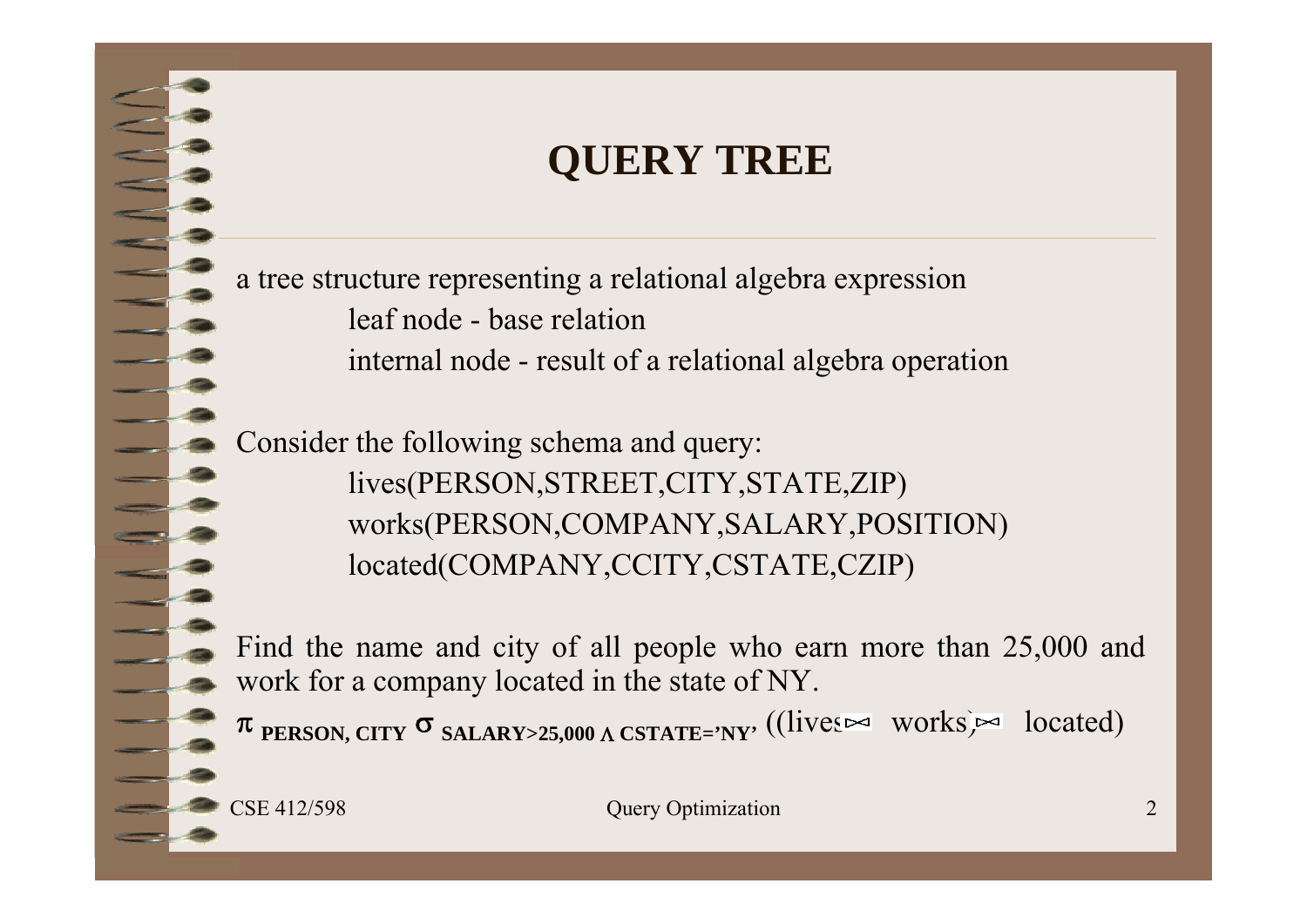# QUERY TREE

a tree structure representing a relational algebra expression

leaf node - base relation

internal node - result of a relational algebra operation

Consider the following schema and query:

lives(PERSON,STREET,CITY,STATE,ZIP)

works(PERSON,COMPANY,SALARY,POSITION)

located(COMPANY,CCITY,CSTATE,CZIP)

Find the name and city of all people who earn more than 25,000 and work for a company located in the state of NY.

$\pi_{\text{PERSON, CITY}}\ \sigma_{\text{SALARY>25,000} \wedge \text{CSTATE='NY'}}\ ((\text{lives} \bowtie \text{works}) \bowtie \text{located})$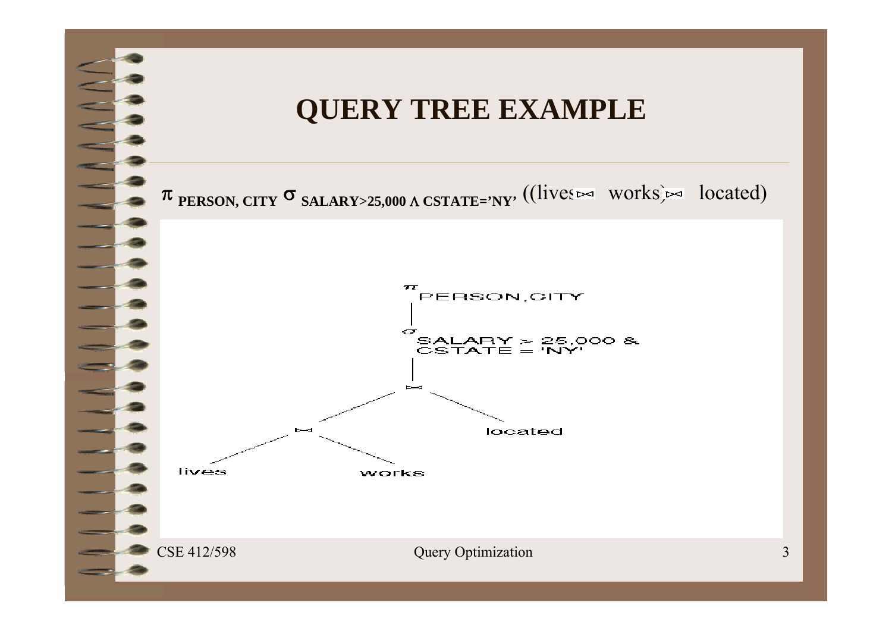# QUERY TREE EXAMPLE

$\pi_{\text{PERSON, CITY}}\ \sigma_{\text{SALARY>25,000} \wedge \text{CSTATE='NY'}}\ ((\text{lives} \bowtie \text{works}) \bowtie \text{located})$

```
            π PERSON,CITY
              |
            σ SALARY > 25,000 &
              CSTATE = 'NY'
              |
              ⋈
            /   \
           ⋈     located
          /  \
     lives    works
```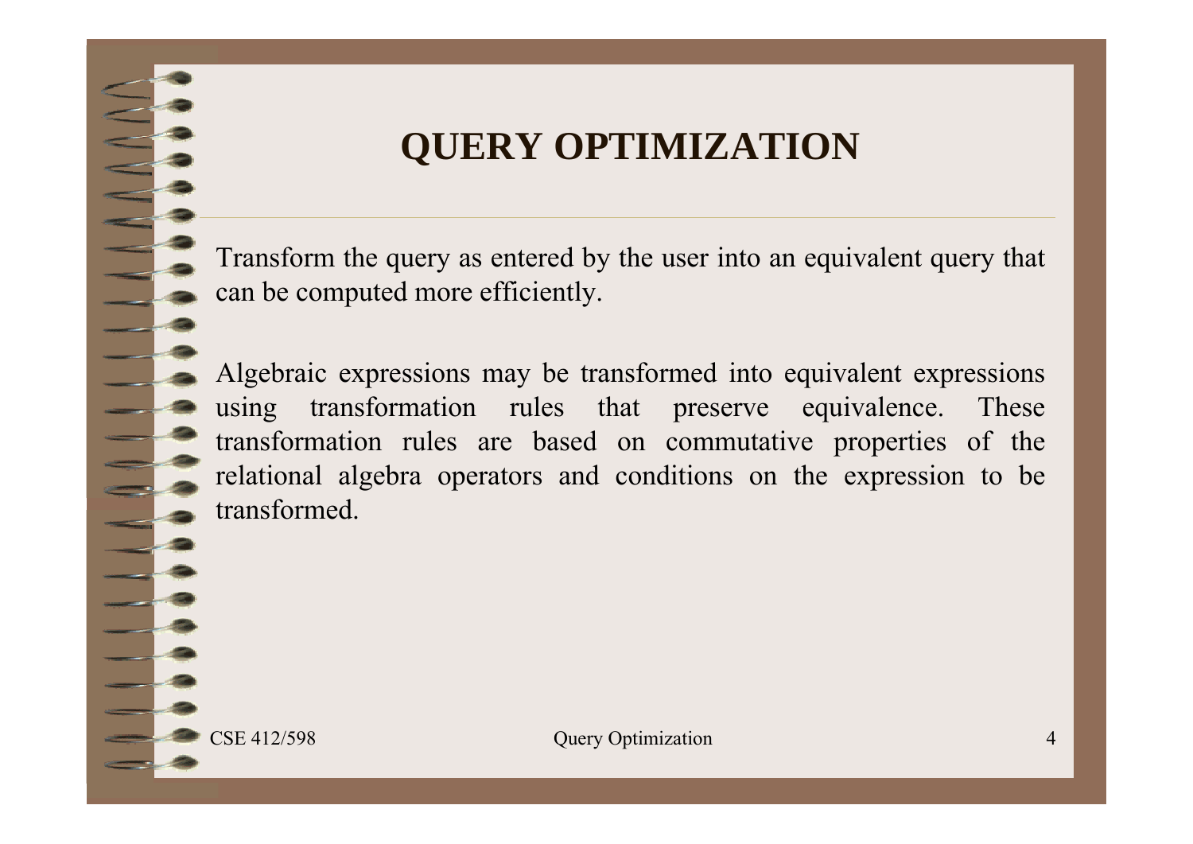# QUERY OPTIMIZATION

Transform the query as entered by the user into an equivalent query that can be computed more efficiently.

Algebraic expressions may be transformed into equivalent expressions using transformation rules that preserve equivalence. These transformation rules are based on commutative properties of the relational algebra operators and conditions on the expression to be transformed.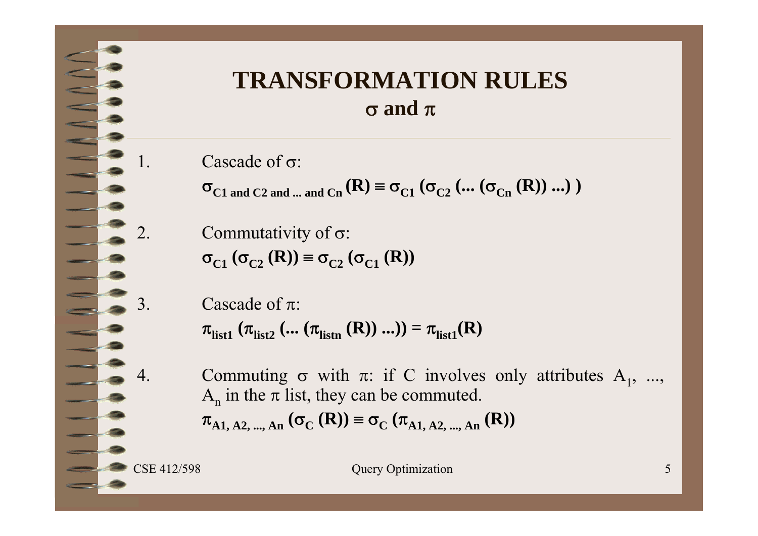# TRANSFORMATION RULES
## $\sigma$ and $\pi$

1. Cascade of $\sigma$:

   $$\sigma_{C1 \text{ and } C2 \text{ and ... and } Cn}(R) \equiv \sigma_{C1}(\sigma_{C2}(\ldots(\sigma_{Cn}(R))\ldots))$$

2. Commutativity of $\sigma$:

   $$\sigma_{C1}(\sigma_{C2}(R)) \equiv \sigma_{C2}(\sigma_{C1}(R))$$

3. Cascade of $\pi$:

   $$\pi_{list1}(\pi_{list2}(\ldots(\pi_{listn}(R))\ldots)) = \pi_{list1}(R)$$

4. Commuting $\sigma$ with $\pi$: if C involves only attributes $A_1$, ..., $A_n$ in the $\pi$ list, they can be commuted.

   $$\pi_{A1, A2, \ldots, An}(\sigma_C(R)) \equiv \sigma_C(\pi_{A1, A2, \ldots, An}(R))$$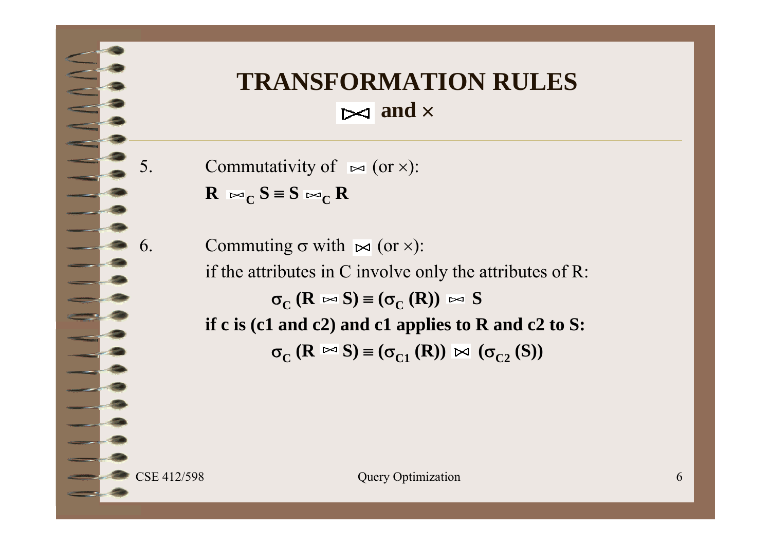# TRANSFORMATION RULES

## $\bowtie$ and $\times$

5. Commutativity of $\bowtie$ (or $\times$):

   $\mathbf{R \bowtie_C S \equiv S \bowtie_C R}$

6. Commuting $\sigma$ with $\bowtie$ (or $\times$):

   if the attributes in C involve only the attributes of R:

   $$\sigma_C (R \bowtie S) \equiv (\sigma_C (R)) \bowtie S$$

   **if c is (c1 and c2) and c1 applies to R and c2 to S:**

   $$\sigma_C (R \bowtie S) \equiv (\sigma_{C1} (R)) \bowtie (\sigma_{C2} (S))$$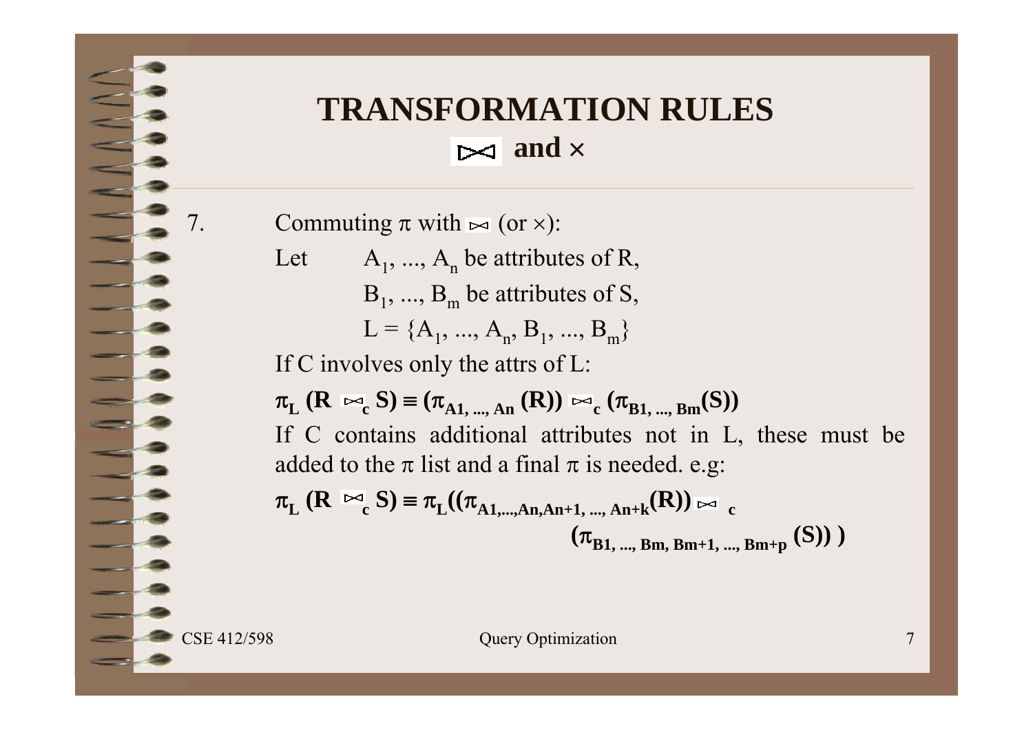# TRANSFORMATION RULES

## $\bowtie$ and $\times$

7. Commuting $\pi$ with $\bowtie$ (or $\times$):

Let $A_1, ..., A_n$ be attributes of R,

$B_1, ..., B_m$ be attributes of S,

$L = \{A_1, ..., A_n, B_1, ..., B_m\}$

If C involves only the attrs of L:

$$\pi_L (R \bowtie_c S) \equiv (\pi_{A1, ..., An} (R)) \bowtie_c (\pi_{B1, ..., Bm}(S))$$

If C contains additional attributes not in L, these must be added to the $\pi$ list and a final $\pi$ is needed. e.g:

$$\pi_L (R \bowtie_c S) \equiv \pi_L((\pi_{A1,...,An,An+1, ..., An+k}(R)) \bowtie_c (\pi_{B1, ..., Bm, Bm+1, ..., Bm+p} (S)) )$$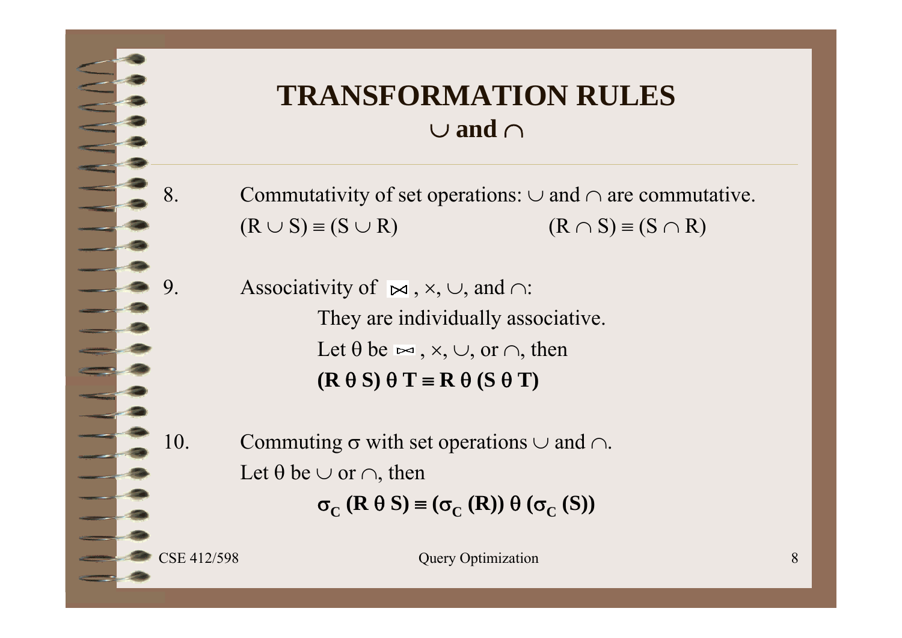# TRANSFORMATION RULES
## $\cup$ and $\cap$

8. Commutativity of set operations: $\cup$ and $\cap$ are commutative.

   $(R \cup S) \equiv (S \cup R)$ $\qquad$ $(R \cap S) \equiv (S \cap R)$

9. Associativity of $\bowtie$, $\times$, $\cup$, and $\cap$:

   They are individually associative.

   Let $\theta$ be $\bowtie$, $\times$, $\cup$, or $\cap$, then

   $$\mathbf{(R\ \theta\ S)\ \theta\ T \equiv R\ \theta\ (S\ \theta\ T)}$$

10. Commuting $\sigma$ with set operations $\cup$ and $\cap$.

    Let $\theta$ be $\cup$ or $\cap$, then

    $$\mathbf{\sigma_C\ (R\ \theta\ S) \equiv (\sigma_C\ (R))\ \theta\ (\sigma_C\ (S))}$$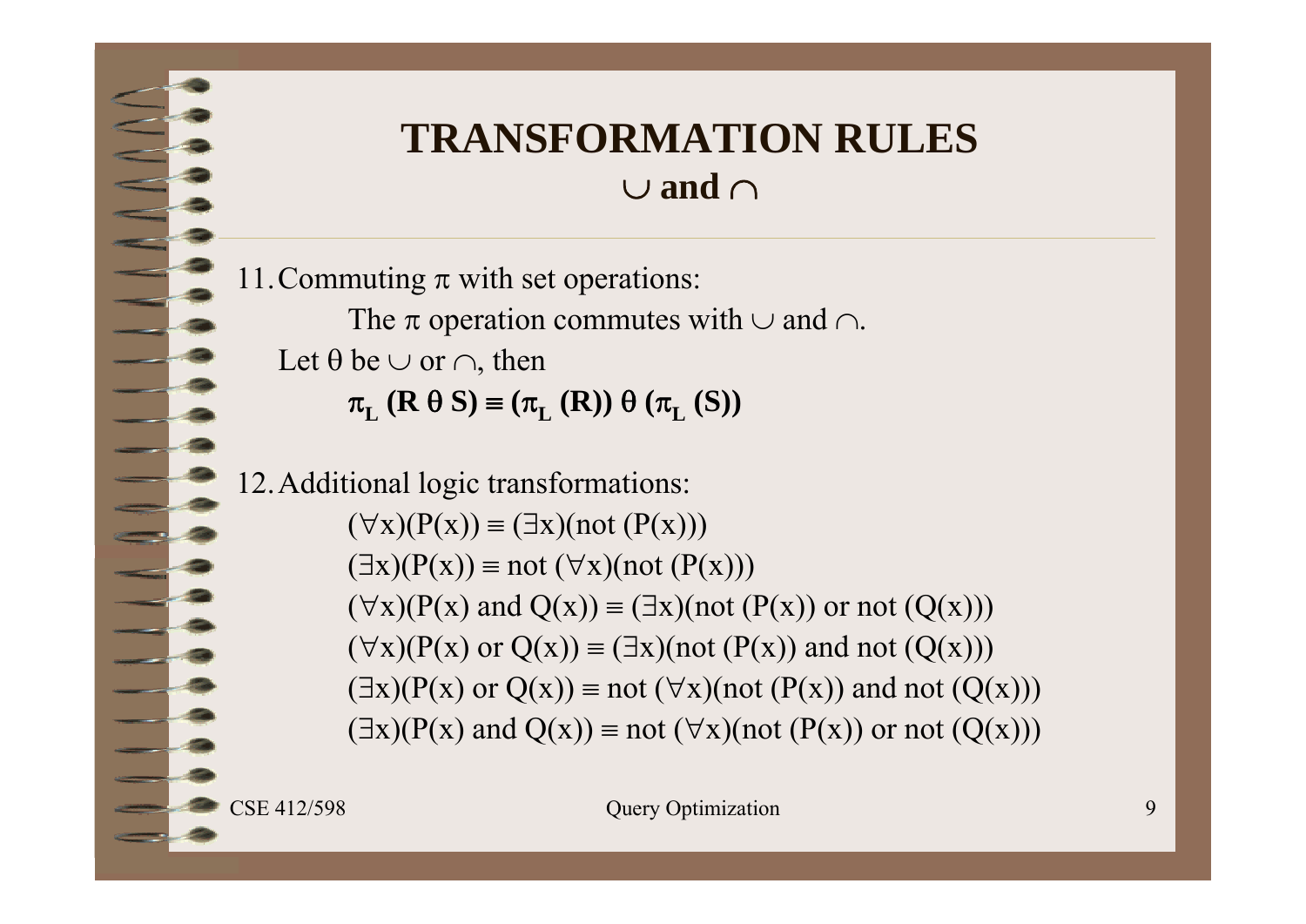# TRANSFORMATION RULES
## $\cup$ and $\cap$

11. Commuting $\pi$ with set operations:

    The $\pi$ operation commutes with $\cup$ and $\cap$.

    Let $\theta$ be $\cup$ or $\cap$, then

    $$\pi_L\ (R\ \theta\ S) \equiv (\pi_L\ (R))\ \theta\ (\pi_L\ (S))$$

12. Additional logic transformations:

    $(\forall x)(P(x)) \equiv (\exists x)(\text{not } (P(x)))$

    $(\exists x)(P(x)) \equiv \text{not } (\forall x)(\text{not } (P(x)))$

    $(\forall x)(P(x) \text{ and } Q(x)) \equiv (\exists x)(\text{not } (P(x)) \text{ or not } (Q(x)))$

    $(\forall x)(P(x) \text{ or } Q(x)) \equiv (\exists x)(\text{not } (P(x)) \text{ and not } (Q(x)))$

    $(\exists x)(P(x) \text{ or } Q(x)) \equiv \text{not } (\forall x)(\text{not } (P(x)) \text{ and not } (Q(x)))$

    $(\exists x)(P(x) \text{ and } Q(x)) \equiv \text{not } (\forall x)(\text{not } (P(x)) \text{ or not } (Q(x)))$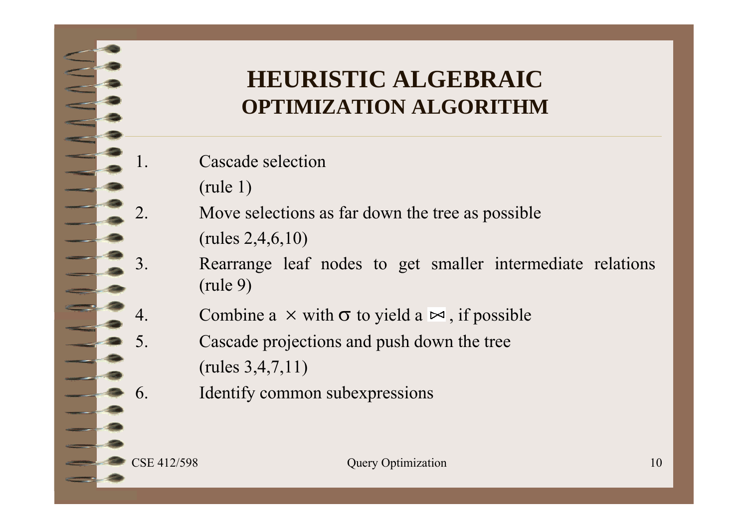# HEURISTIC ALGEBRAIC OPTIMIZATION ALGORITHM

1. Cascade selection
   (rule 1)
2. Move selections as far down the tree as possible
   (rules 2,4,6,10)
3. Rearrange leaf nodes to get smaller intermediate relations (rule 9)
4. Combine a $\times$ with $\sigma$ to yield a $\bowtie$, if possible
5. Cascade projections and push down the tree
   (rules 3,4,7,11)
6. Identify common subexpressions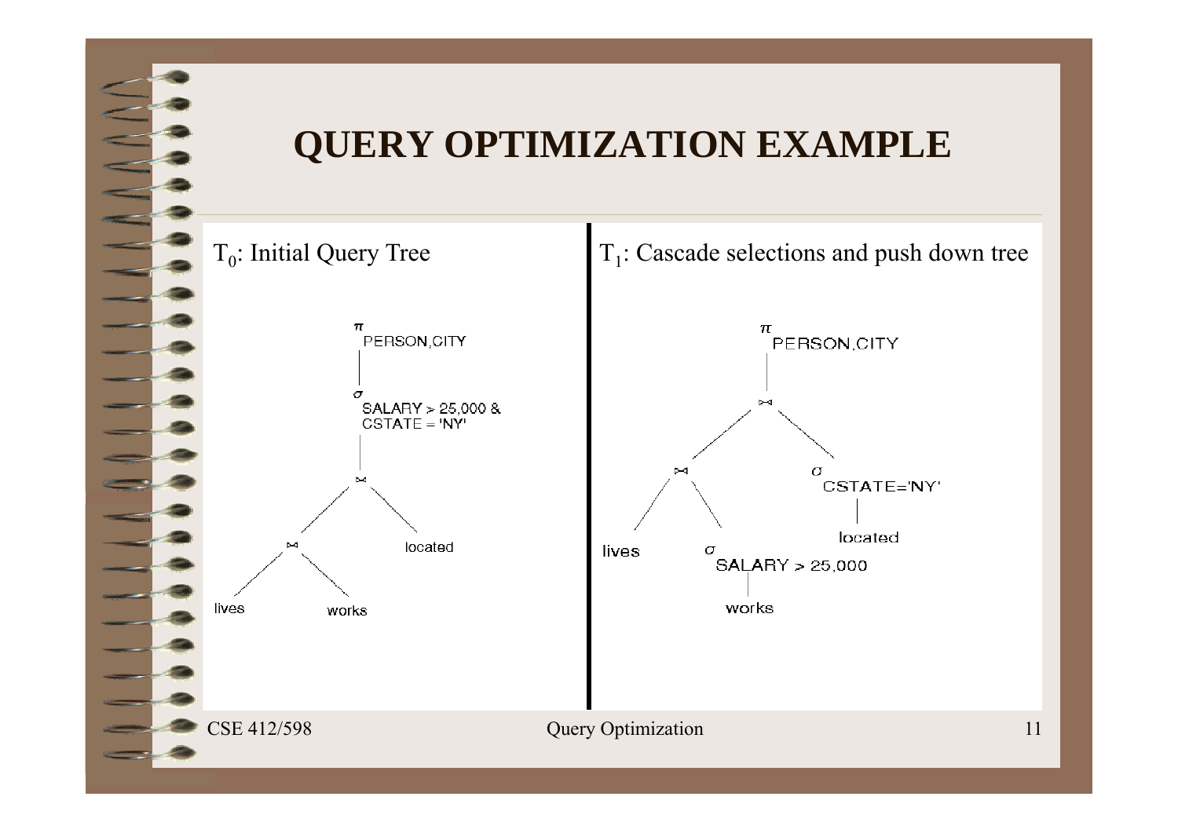# QUERY OPTIMIZATION EXAMPLE

$T_0$: Initial Query Tree

$T_1$: Cascade selections and push down tree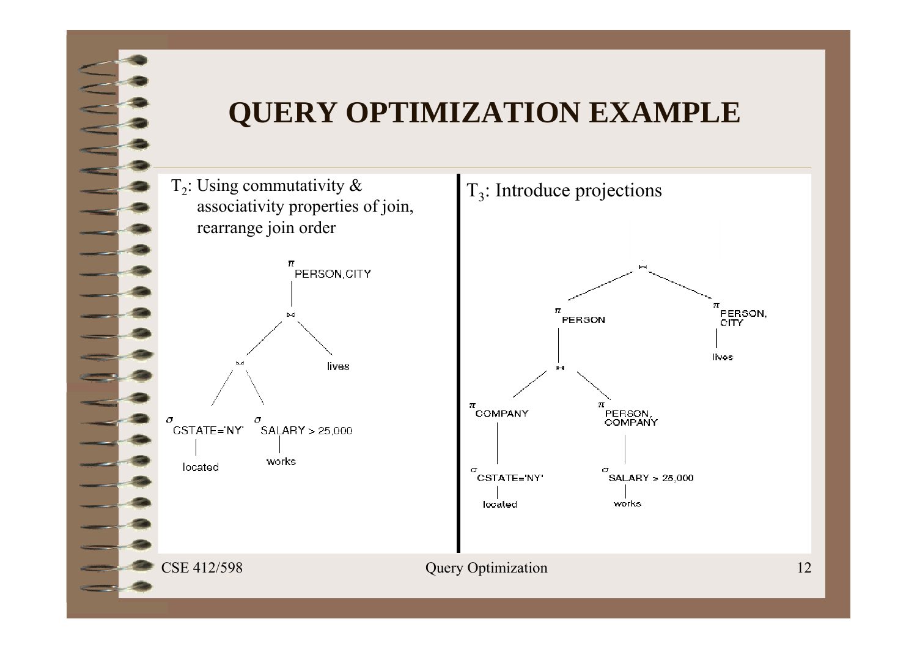# QUERY OPTIMIZATION EXAMPLE

$T_2$: Using commutativity & associativity properties of join, rearrange join order

$\pi_{PERSON,CITY}$

$\bowtie$

$\bowtie$ &nbsp;&nbsp;&nbsp; lives

$\sigma_{CSTATE='NY'}$ &nbsp;&nbsp;&nbsp; $\sigma_{SALARY > 25,000}$

located &nbsp;&nbsp;&nbsp; works

$T_3$: Introduce projections

$\bowtie$

$\pi_{PERSON}$ &nbsp;&nbsp;&nbsp; $\pi_{PERSON, CITY}$

$\bowtie$ &nbsp;&nbsp;&nbsp; lives

$\pi_{COMPANY}$ &nbsp;&nbsp;&nbsp; $\pi_{PERSON, COMPANY}$

$\sigma_{CSTATE='NY'}$ &nbsp;&nbsp;&nbsp; $\sigma_{SALARY > 25,000}$

located &nbsp;&nbsp;&nbsp; works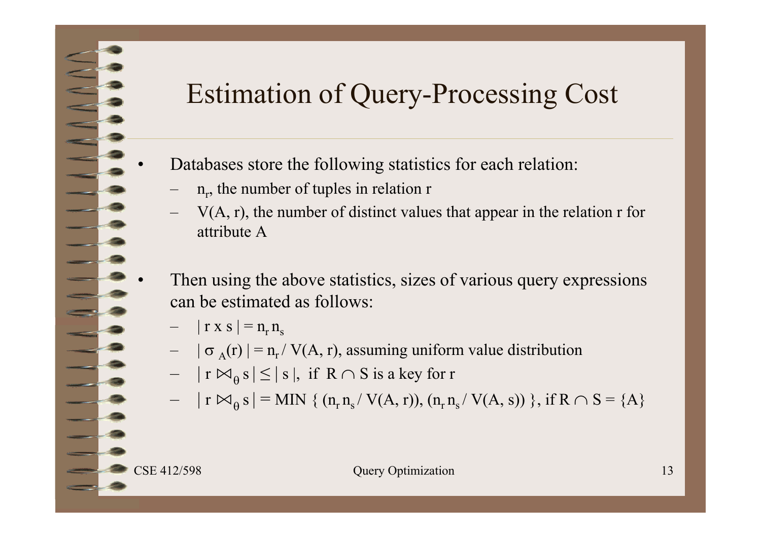# Estimation of Query-Processing Cost

- Databases store the following statistics for each relation:
  - $n_r$, the number of tuples in relation r
  - V(A, r), the number of distinct values that appear in the relation r for attribute A

- Then using the above statistics, sizes of various query expressions can be estimated as follows:
  - $| r \times s | = n_r \, n_s$
  - $| \sigma_A(r) | = n_r / V(A, r)$, assuming uniform value distribution
  - $| r \bowtie_\theta s | \leq | s |$, if $R \cap S$ is a key for r
  - $| r \bowtie_\theta s | = \text{MIN} \{ (n_r \, n_s / V(A, r)), (n_r \, n_s / V(A, s)) \}$, if $R \cap S = \{A\}$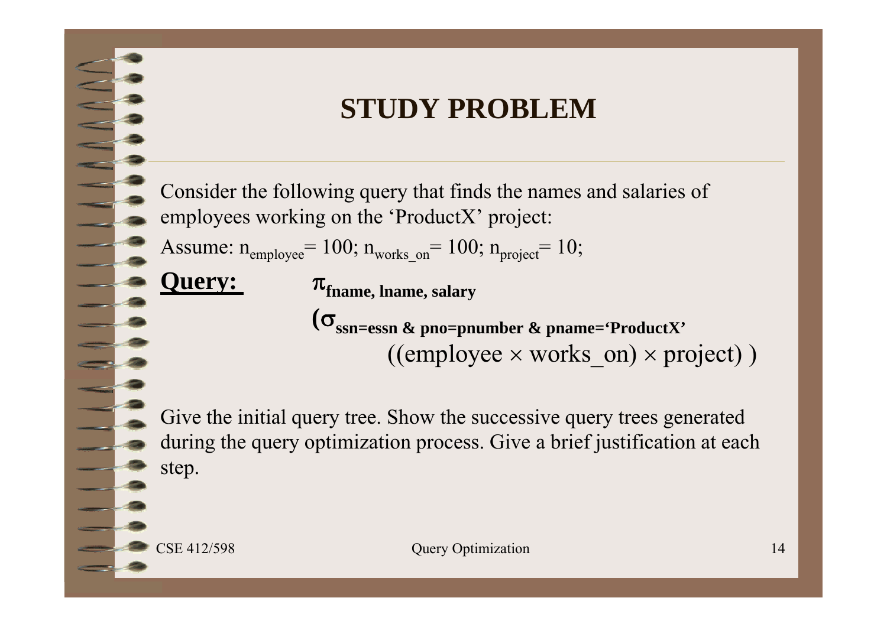# STUDY PROBLEM

Consider the following query that finds the names and salaries of employees working on the 'ProductX' project:

Assume: $n_{employee} = 100$; $n_{works\_on} = 100$; $n_{project} = 10$;

**Query:**

$$\pi_{\text{fname, lname, salary}} (\sigma_{\text{ssn=essn \& pno=pnumber \& pname='ProductX'}} ((\text{employee} \times \text{works\_on}) \times \text{project}))$$

Give the initial query tree. Show the successive query trees generated during the query optimization process. Give a brief justification at each step.